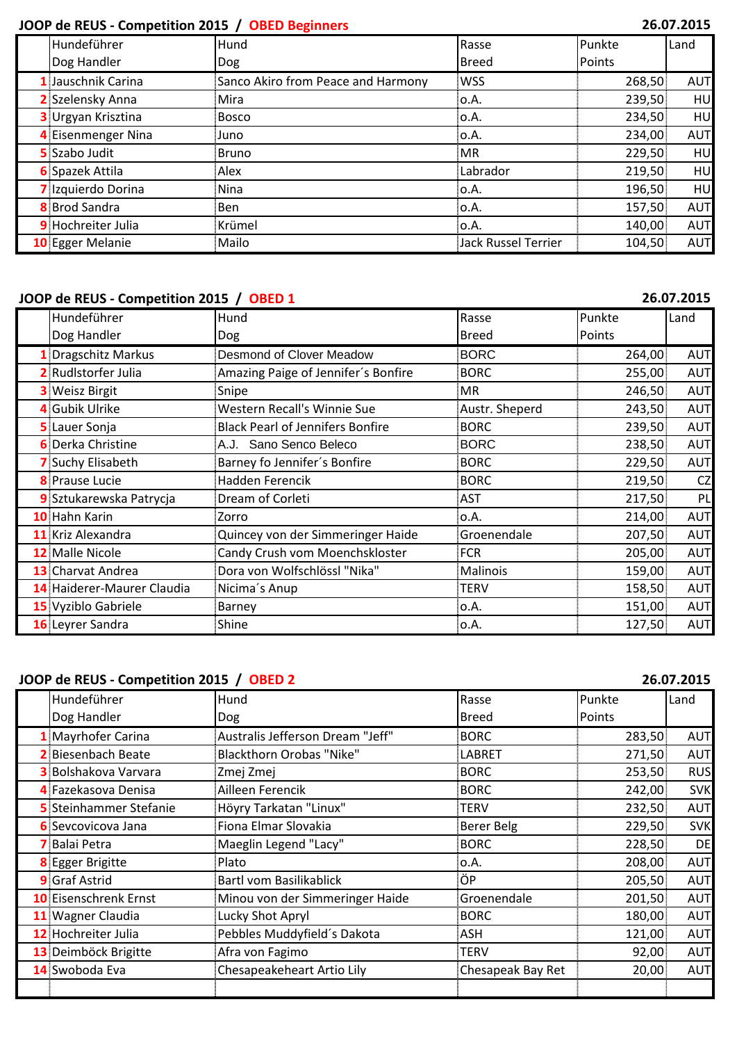## JOOP de REUS - Competition 2015 / OBED Beginners

26.07.2015

| | Hundeführer<br>Dog Handler | Hund<br>Dog | Rasse<br>Breed | Punkte<br>Points | Land |
|---|---|---|---|---|---|
| 1 | Jauschnik Carina | Sanco Akiro from Peace and Harmony | WSS | 268,50 | AUT |
| 2 | Szelensky Anna | Mira | o.A. | 239,50 | HU |
| 3 | Urgyan Krisztina | Bosco | o.A. | 234,50 | HU |
| 4 | Eisenmenger Nina | Juno | o.A. | 234,00 | AUT |
| 5 | Szabo Judit | Bruno | MR | 229,50 | HU |
| 6 | Spazek Attila | Alex | Labrador | 219,50 | HU |
| 7 | Izquierdo Dorina | Nina | o.A. | 196,50 | HU |
| 8 | Brod Sandra | Ben | o.A. | 157,50 | AUT |
| 9 | Hochreiter Julia | Krümel | o.A. | 140,00 | AUT |
| 10 | Egger Melanie | Mailo | Jack Russel Terrier | 104,50 | AUT |

## JOOP de REUS - Competition 2015 / OBED 1

26.07.2015

| | Hundeführer<br>Dog Handler | Hund<br>Dog | Rasse<br>Breed | Punkte<br>Points | Land |
|---|---|---|---|---|---|
| 1 | Dragschitz Markus | Desmond of Clover Meadow | BORC | 264,00 | AUT |
| 2 | Rudlstorfer Julia | Amazing Paige of Jennifer´s Bonfire | BORC | 255,00 | AUT |
| 3 | Weisz Birgit | Snipe | MR | 246,50 | AUT |
| 4 | Gubik Ulrike | Western Recall's Winnie Sue | Austr. Sheperd | 243,50 | AUT |
| 5 | Lauer Sonja | Black Pearl of Jennifers Bonfire | BORC | 239,50 | AUT |
| 6 | Derka Christine | A.J. Sano Senco Beleco | BORC | 238,50 | AUT |
| 7 | Suchy Elisabeth | Barney fo Jennifer´s Bonfire | BORC | 229,50 | AUT |
| 8 | Prause Lucie | Hadden Ferencik | BORC | 219,50 | CZ |
| 9 | Sztukarewska Patrycja | Dream of Corleti | AST | 217,50 | PL |
| 10 | Hahn Karin | Zorro | o.A. | 214,00 | AUT |
| 11 | Kriz Alexandra | Quincey von der Simmeringer Haide | Groenendale | 207,50 | AUT |
| 12 | Malle Nicole | Candy Crush vom Moenchskloster | FCR | 205,00 | AUT |
| 13 | Charvat Andrea | Dora von Wolfschlössl "Nika" | Malinois | 159,00 | AUT |
| 14 | Haiderer-Maurer Claudia | Nicima´s Anup | TERV | 158,50 | AUT |
| 15 | Vyziblo Gabriele | Barney | o.A. | 151,00 | AUT |
| 16 | Leyrer Sandra | Shine | o.A. | 127,50 | AUT |

## JOOP de REUS - Competition 2015 / OBED 2

26.07.2015

| | Hundeführer<br>Dog Handler | Hund<br>Dog | Rasse<br>Breed | Punkte<br>Points | Land |
|---|---|---|---|---|---|
| 1 | Mayrhofer Carina | Australis Jefferson Dream "Jeff" | BORC | 283,50 | AUT |
| 2 | Biesenbach Beate | Blackthorn Orobas "Nike" | LABRET | 271,50 | AUT |
| 3 | Bolshakova Varvara | Zmej Zmej | BORC | 253,50 | RUS |
| 4 | Fazekasova Denisa | Ailleen Ferencik | BORC | 242,00 | SVK |
| 5 | Steinhammer Stefanie | Höyry Tarkatan "Linux" | TERV | 232,50 | AUT |
| 6 | Sevcovicova Jana | Fiona Elmar Slovakia | Berer Belg | 229,50 | SVK |
| 7 | Balai Petra | Maeglin Legend "Lacy" | BORC | 228,50 | DE |
| 8 | Egger Brigitte | Plato | o.A. | 208,00 | AUT |
| 9 | Graf Astrid | Bartl vom Basilikablick | ÖP | 205,50 | AUT |
| 10 | Eisenschrenk Ernst | Minou von der Simmeringer Haide | Groenendale | 201,50 | AUT |
| 11 | Wagner Claudia | Lucky Shot Apryl | BORC | 180,00 | AUT |
| 12 | Hochreiter Julia | Pebbles Muddyfield´s Dakota | ASH | 121,00 | AUT |
| 13 | Deimböck Brigitte | Afra von Fagimo | TERV | 92,00 | AUT |
| 14 | Swoboda Eva | Chesapeakeheart Artio Lily | Chesapeak Bay Ret | 20,00 | AUT |
| | | | | | |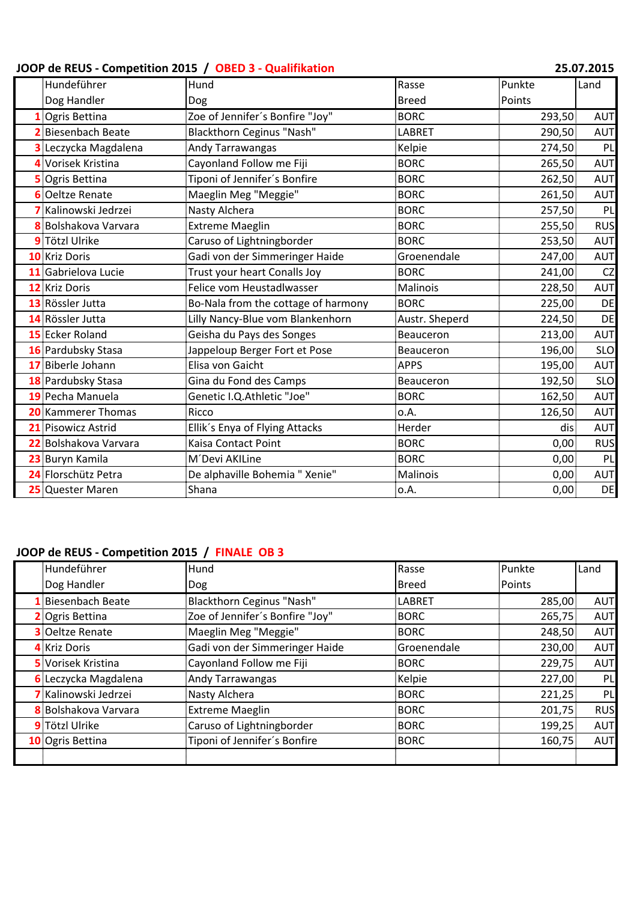## JOOP de REUS - Competition 2015 / OBED 3 - Qualifikation

25.07.2015

| | Hundeführer<br>Dog Handler | Hund<br>Dog | Rasse<br>Breed | Punkte<br>Points | Land |
|---|---|---|---|---|---|
| 1 | Ogris Bettina | Zoe of Jennifer´s Bonfire "Joy" | BORC | 293,50 | AUT |
| 2 | Biesenbach Beate | Blackthorn Ceginus "Nash" | LABRET | 290,50 | AUT |
| 3 | Leczycka Magdalena | Andy Tarrawangas | Kelpie | 274,50 | PL |
| 4 | Vorisek Kristina | Cayonland Follow me Fiji | BORC | 265,50 | AUT |
| 5 | Ogris Bettina | Tiponi of Jennifer´s Bonfire | BORC | 262,50 | AUT |
| 6 | Oeltze Renate | Maeglin Meg "Meggie" | BORC | 261,50 | AUT |
| 7 | Kalinowski Jedrzei | Nasty Alchera | BORC | 257,50 | PL |
| 8 | Bolshakova Varvara | Extreme Maeglin | BORC | 255,50 | RUS |
| 9 | Tötzl Ulrike | Caruso of Lightningborder | BORC | 253,50 | AUT |
| 10 | Kriz Doris | Gadi von der Simmeringer Haide | Groenendale | 247,00 | AUT |
| 11 | Gabrielova Lucie | Trust your heart Conalls Joy | BORC | 241,00 | CZ |
| 12 | Kriz Doris | Felice vom Heustadlwasser | Malinois | 228,50 | AUT |
| 13 | Rössler Jutta | Bo-Nala from the cottage of harmony | BORC | 225,00 | DE |
| 14 | Rössler Jutta | Lilly Nancy-Blue vom Blankenhorn | Austr. Sheperd | 224,50 | DE |
| 15 | Ecker Roland | Geisha du Pays des Songes | Beauceron | 213,00 | AUT |
| 16 | Pardubsky Stasa | Jappeloup Berger Fort et Pose | Beauceron | 196,00 | SLO |
| 17 | Biberle Johann | Elisa von Gaicht | APPS | 195,00 | AUT |
| 18 | Pardubsky Stasa | Gina du Fond des Camps | Beauceron | 192,50 | SLO |
| 19 | Pecha Manuela | Genetic I.Q.Athletic "Joe" | BORC | 162,50 | AUT |
| 20 | Kammerer Thomas | Ricco | o.A. | 126,50 | AUT |
| 21 | Pisowicz Astrid | Ellik´s Enya of Flying Attacks | Herder | dis | AUT |
| 22 | Bolshakova Varvara | Kaisa Contact Point | BORC | 0,00 | RUS |
| 23 | Buryn Kamila | M´Devi AKILine | BORC | 0,00 | PL |
| 24 | Florschütz Petra | De alphaville Bohemia " Xenie" | Malinois | 0,00 | AUT |
| 25 | Quester Maren | Shana | o.A. | 0,00 | DE |

## JOOP de REUS - Competition 2015 / FINALE OB 3

| | Hundeführer<br>Dog Handler | Hund<br>Dog | Rasse<br>Breed | Punkte<br>Points | Land |
|---|---|---|---|---|---|
| 1 | Biesenbach Beate | Blackthorn Ceginus "Nash" | LABRET | 285,00 | AUT |
| 2 | Ogris Bettina | Zoe of Jennifer´s Bonfire "Joy" | BORC | 265,75 | AUT |
| 3 | Oeltze Renate | Maeglin Meg "Meggie" | BORC | 248,50 | AUT |
| 4 | Kriz Doris | Gadi von der Simmeringer Haide | Groenendale | 230,00 | AUT |
| 5 | Vorisek Kristina | Cayonland Follow me Fiji | BORC | 229,75 | AUT |
| 6 | Leczycka Magdalena | Andy Tarrawangas | Kelpie | 227,00 | PL |
| 7 | Kalinowski Jedrzei | Nasty Alchera | BORC | 221,25 | PL |
| 8 | Bolshakova Varvara | Extreme Maeglin | BORC | 201,75 | RUS |
| 9 | Tötzl Ulrike | Caruso of Lightningborder | BORC | 199,25 | AUT |
| 10 | Ogris Bettina | Tiponi of Jennifer´s Bonfire | BORC | 160,75 | AUT |